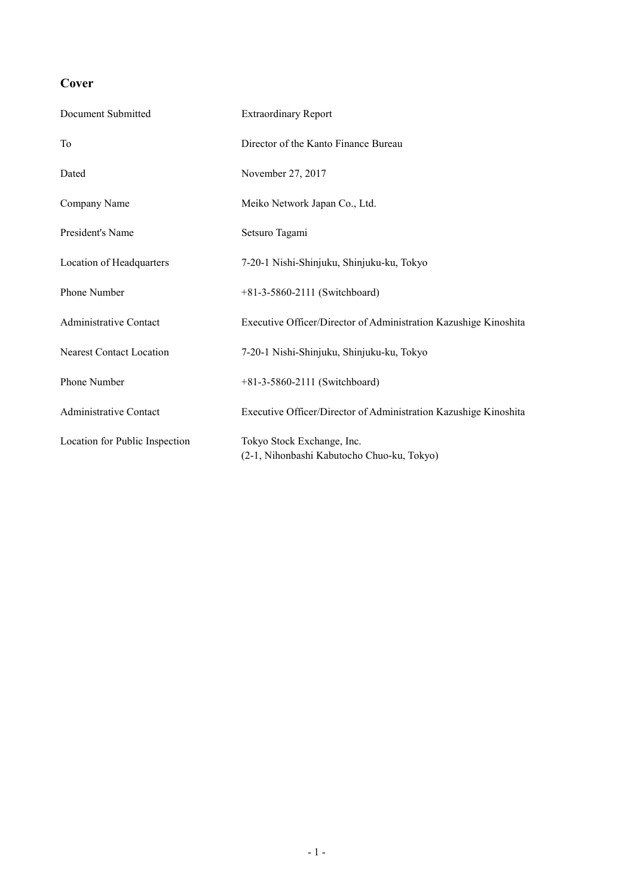## Cover

| | |
|---|---|
| Document Submitted | Extraordinary Report |
| To | Director of the Kanto Finance Bureau |
| Dated | November 27, 2017 |
| Company Name | Meiko Network Japan Co., Ltd. |
| President's Name | Setsuro Tagami |
| Location of Headquarters | 7-20-1 Nishi-Shinjuku, Shinjuku-ku, Tokyo |
| Phone Number | +81-3-5860-2111 (Switchboard) |
| Administrative Contact | Executive Officer/Director of Administration Kazushige Kinoshita |
| Nearest Contact Location | 7-20-1 Nishi-Shinjuku, Shinjuku-ku, Tokyo |
| Phone Number | +81-3-5860-2111 (Switchboard) |
| Administrative Contact | Executive Officer/Director of Administration Kazushige Kinoshita |
| Location for Public Inspection | Tokyo Stock Exchange, Inc.<br>(2-1, Nihonbashi Kabutocho Chuo-ku, Tokyo) |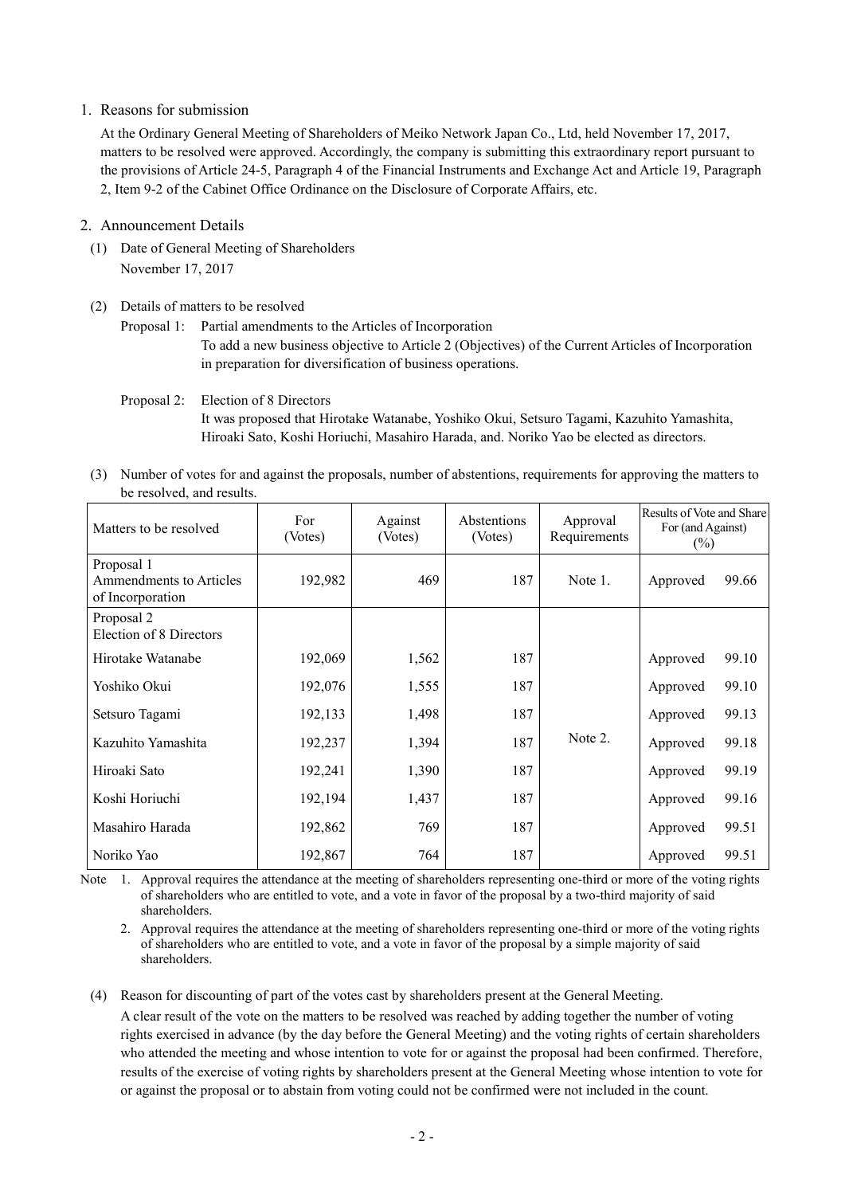1. Reasons for submission

At the Ordinary General Meeting of Shareholders of Meiko Network Japan Co., Ltd, held November 17, 2017, matters to be resolved were approved. Accordingly, the company is submitting this extraordinary report pursuant to the provisions of Article 24-5, Paragraph 4 of the Financial Instruments and Exchange Act and Article 19, Paragraph 2, Item 9-2 of the Cabinet Office Ordinance on the Disclosure of Corporate Affairs, etc.

2. Announcement Details

(1) Date of General Meeting of Shareholders

November 17, 2017

(2) Details of matters to be resolved

Proposal 1: Partial amendments to the Articles of Incorporation

To add a new business objective to Article 2 (Objectives) of the Current Articles of Incorporation in preparation for diversification of business operations.

Proposal 2: Election of 8 Directors

It was proposed that Hirotake Watanabe, Yoshiko Okui, Setsuro Tagami, Kazuhito Yamashita, Hiroaki Sato, Koshi Horiuchi, Masahiro Harada, and. Noriko Yao be elected as directors.

(3) Number of votes for and against the proposals, number of abstentions, requirements for approving the matters to be resolved, and results.

| Matters to be resolved | For (Votes) | Against (Votes) | Abstentions (Votes) | Approval Requirements | Results of Vote and Share For (and Against) (%) | |
|---|---|---|---|---|---|---|
| Proposal 1 Ammendments to Articles of Incorporation | 192,982 | 469 | 187 | Note 1. | Approved | 99.66 |
| Proposal 2 Election of 8 Directors | | | | | | |
| Hirotake Watanabe | 192,069 | 1,562 | 187 | Note 2. | Approved | 99.10 |
| Yoshiko Okui | 192,076 | 1,555 | 187 | | Approved | 99.10 |
| Setsuro Tagami | 192,133 | 1,498 | 187 | | Approved | 99.13 |
| Kazuhito Yamashita | 192,237 | 1,394 | 187 | | Approved | 99.18 |
| Hiroaki Sato | 192,241 | 1,390 | 187 | | Approved | 99.19 |
| Koshi Horiuchi | 192,194 | 1,437 | 187 | | Approved | 99.16 |
| Masahiro Harada | 192,862 | 769 | 187 | | Approved | 99.51 |
| Noriko Yao | 192,867 | 764 | 187 | | Approved | 99.51 |

Note

1. Approval requires the attendance at the meeting of shareholders representing one-third or more of the voting rights of shareholders who are entitled to vote, and a vote in favor of the proposal by a two-third majority of said shareholders.
2. Approval requires the attendance at the meeting of shareholders representing one-third or more of the voting rights of shareholders who are entitled to vote, and a vote in favor of the proposal by a simple majority of said shareholders.

(4) Reason for discounting of part of the votes cast by shareholders present at the General Meeting.

A clear result of the vote on the matters to be resolved was reached by adding together the number of voting rights exercised in advance (by the day before the General Meeting) and the voting rights of certain shareholders who attended the meeting and whose intention to vote for or against the proposal had been confirmed. Therefore, results of the exercise of voting rights by shareholders present at the General Meeting whose intention to vote for or against the proposal or to abstain from voting could not be confirmed were not included in the count.